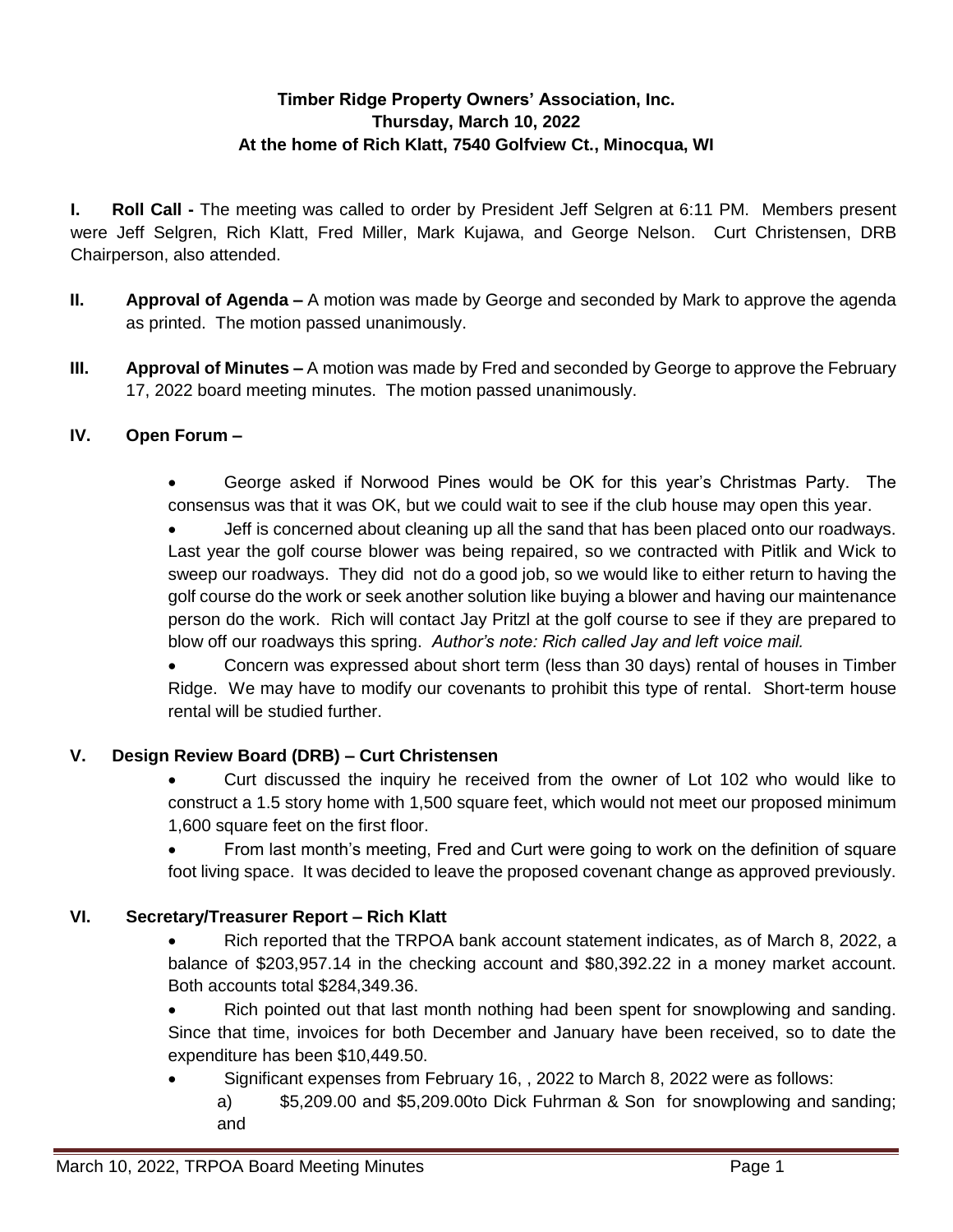**Timber Ridge Property Owners' Association, Inc.**
**Thursday, March 10, 2022**
**At the home of Rich Klatt, 7540 Golfview Ct., Minocqua, WI**

**I. Roll Call -** The meeting was called to order by President Jeff Selgren at 6:11 PM. Members present were Jeff Selgren, Rich Klatt, Fred Miller, Mark Kujawa, and George Nelson. Curt Christensen, DRB Chairperson, also attended.

**II. Approval of Agenda –** A motion was made by George and seconded by Mark to approve the agenda as printed. The motion passed unanimously.

**III. Approval of Minutes –** A motion was made by Fred and seconded by George to approve the February 17, 2022 board meeting minutes. The motion passed unanimously.

**IV. Open Forum –**

- George asked if Norwood Pines would be OK for this year's Christmas Party. The consensus was that it was OK, but we could wait to see if the club house may open this year.
- Jeff is concerned about cleaning up all the sand that has been placed onto our roadways. Last year the golf course blower was being repaired, so we contracted with Pitlik and Wick to sweep our roadways. They did not do a good job, so we would like to either return to having the golf course do the work or seek another solution like buying a blower and having our maintenance person do the work. Rich will contact Jay Pritzl at the golf course to see if they are prepared to blow off our roadways this spring. *Author's note: Rich called Jay and left voice mail.*
- Concern was expressed about short term (less than 30 days) rental of houses in Timber Ridge. We may have to modify our covenants to prohibit this type of rental. Short-term house rental will be studied further.

**V. Design Review Board (DRB) – Curt Christensen**

- Curt discussed the inquiry he received from the owner of Lot 102 who would like to construct a 1.5 story home with 1,500 square feet, which would not meet our proposed minimum 1,600 square feet on the first floor.
- From last month's meeting, Fred and Curt were going to work on the definition of square foot living space. It was decided to leave the proposed covenant change as approved previously.

**VI. Secretary/Treasurer Report – Rich Klatt**

- Rich reported that the TRPOA bank account statement indicates, as of March 8, 2022, a balance of $203,957.14 in the checking account and $80,392.22 in a money market account. Both accounts total $284,349.36.
- Rich pointed out that last month nothing had been spent for snowplowing and sanding. Since that time, invoices for both December and January have been received, so to date the expenditure has been $10,449.50.
- Significant expenses from February 16, , 2022 to March 8, 2022 were as follows:
  a) $5,209.00 and $5,209.00to Dick Fuhrman & Son for snowplowing and sanding; and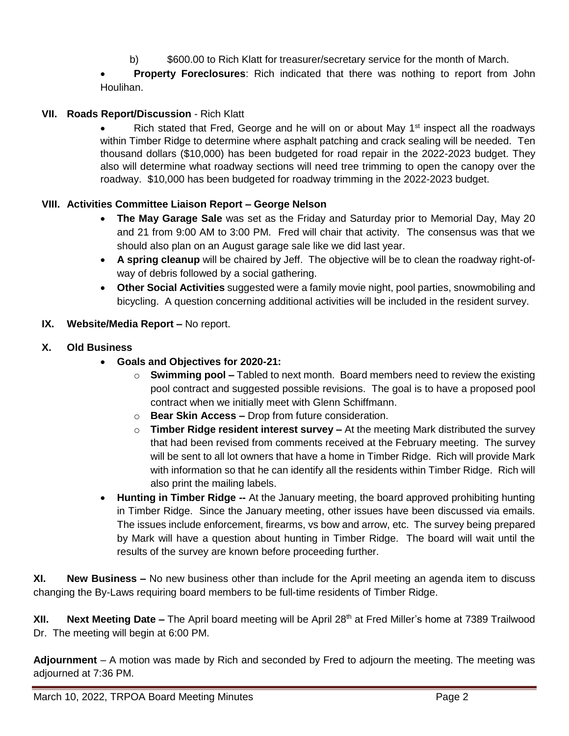b) $600.00 to Rich Klatt for treasurer/secretary service for the month of March.

- **Property Foreclosures**: Rich indicated that there was nothing to report from John Houlihan.

**VII. Roads Report/Discussion** - Rich Klatt

- Rich stated that Fred, George and he will on or about May 1st inspect all the roadways within Timber Ridge to determine where asphalt patching and crack sealing will be needed. Ten thousand dollars ($10,000) has been budgeted for road repair in the 2022-2023 budget. They also will determine what roadway sections will need tree trimming to open the canopy over the roadway. $10,000 has been budgeted for roadway trimming in the 2022-2023 budget.

**VIII. Activities Committee Liaison Report – George Nelson**

- **The May Garage Sale** was set as the Friday and Saturday prior to Memorial Day, May 20 and 21 from 9:00 AM to 3:00 PM. Fred will chair that activity. The consensus was that we should also plan on an August garage sale like we did last year.
- **A spring cleanup** will be chaired by Jeff. The objective will be to clean the roadway right-of-way of debris followed by a social gathering.
- **Other Social Activities** suggested were a family movie night, pool parties, snowmobiling and bicycling. A question concerning additional activities will be included in the resident survey.

**IX. Website/Media Report –** No report.

**X. Old Business**

- **Goals and Objectives for 2020-21:**
  - **Swimming pool –** Tabled to next month. Board members need to review the existing pool contract and suggested possible revisions. The goal is to have a proposed pool contract when we initially meet with Glenn Schiffmann.
  - **Bear Skin Access –** Drop from future consideration.
  - **Timber Ridge resident interest survey –** At the meeting Mark distributed the survey that had been revised from comments received at the February meeting. The survey will be sent to all lot owners that have a home in Timber Ridge. Rich will provide Mark with information so that he can identify all the residents within Timber Ridge. Rich will also print the mailing labels.
- **Hunting in Timber Ridge --** At the January meeting, the board approved prohibiting hunting in Timber Ridge. Since the January meeting, other issues have been discussed via emails. The issues include enforcement, firearms, vs bow and arrow, etc. The survey being prepared by Mark will have a question about hunting in Timber Ridge. The board will wait until the results of the survey are known before proceeding further.

**XI. New Business –** No new business other than include for the April meeting an agenda item to discuss changing the By-Laws requiring board members to be full-time residents of Timber Ridge.

**XII. Next Meeting Date –** The April board meeting will be April 28th at Fred Miller's home at 7389 Trailwood Dr. The meeting will begin at 6:00 PM.

**Adjournment** – A motion was made by Rich and seconded by Fred to adjourn the meeting. The meeting was adjourned at 7:36 PM.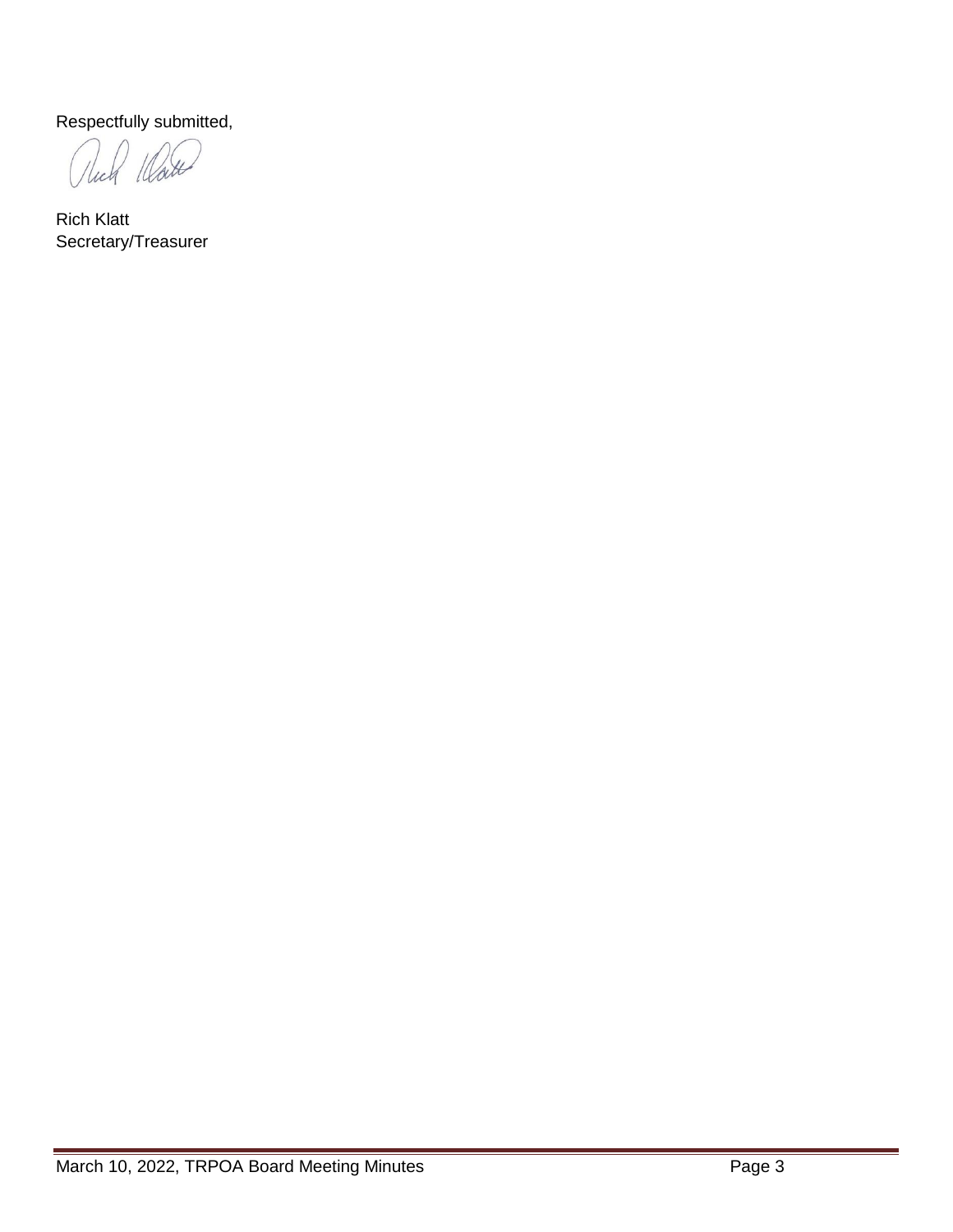Respectfully submitted,

Rich Klatt
Secretary/Treasurer